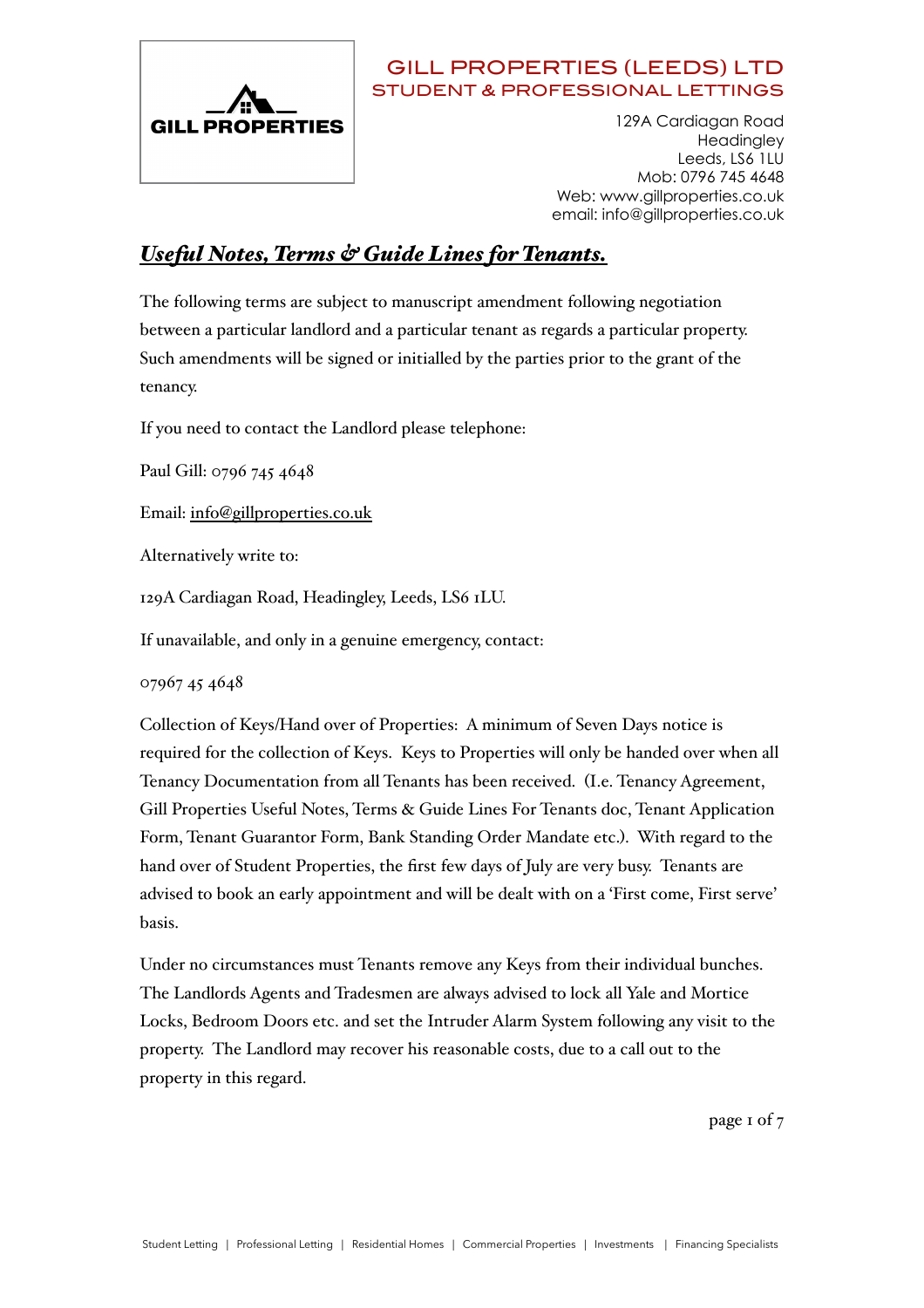**GILL PROPERTIES**

GILL PROPERTIES (LEEDS) LTD
STUDENT & PROFESSIONAL LETTINGS

129A Cardiagan Road
Headingley
Leeds, LS6 1LU
Mob: 0796 745 4648
Web: www.gillproperties.co.uk
email: info@gillproperties.co.uk

# ***Useful Notes, Terms & Guide Lines for Tenants.***

The following terms are subject to manuscript amendment following negotiation between a particular landlord and a particular tenant as regards a particular property. Such amendments will be signed or initialled by the parties prior to the grant of the tenancy.

If you need to contact the Landlord please telephone:

Paul Gill: 0796 745 4648

Email: info@gillproperties.co.uk

Alternatively write to:

129A Cardiagan Road, Headingley, Leeds, LS6 1LU.

If unavailable, and only in a genuine emergency, contact:

07967 45 4648

Collection of Keys/Hand over of Properties: A minimum of Seven Days notice is required for the collection of Keys. Keys to Properties will only be handed over when all Tenancy Documentation from all Tenants has been received. (I.e. Tenancy Agreement, Gill Properties Useful Notes, Terms & Guide Lines For Tenants doc, Tenant Application Form, Tenant Guarantor Form, Bank Standing Order Mandate etc.). With regard to the hand over of Student Properties, the first few days of July are very busy. Tenants are advised to book an early appointment and will be dealt with on a 'First come, First serve' basis.

Under no circumstances must Tenants remove any Keys from their individual bunches. The Landlords Agents and Tradesmen are always advised to lock all Yale and Mortice Locks, Bedroom Doors etc. and set the Intruder Alarm System following any visit to the property. The Landlord may recover his reasonable costs, due to a call out to the property in this regard.

Student Letting | Professional Letting | Residential Homes | Commercial Properties | Investments | Financing Specialists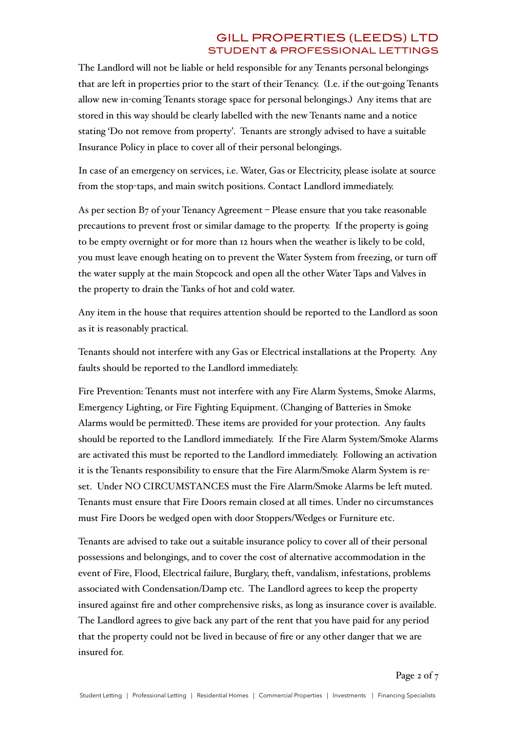The Landlord will not be liable or held responsible for any Tenants personal belongings that are left in properties prior to the start of their Tenancy. (I.e. if the out-going Tenants allow new in-coming Tenants storage space for personal belongings.) Any items that are stored in this way should be clearly labelled with the new Tenants name and a notice stating 'Do not remove from property'. Tenants are strongly advised to have a suitable Insurance Policy in place to cover all of their personal belongings.

In case of an emergency on services, i.e. Water, Gas or Electricity, please isolate at source from the stop-taps, and main switch positions. Contact Landlord immediately.

As per section B7 of your Tenancy Agreement – Please ensure that you take reasonable precautions to prevent frost or similar damage to the property. If the property is going to be empty overnight or for more than 12 hours when the weather is likely to be cold, you must leave enough heating on to prevent the Water System from freezing, or turn off the water supply at the main Stopcock and open all the other Water Taps and Valves in the property to drain the Tanks of hot and cold water.

Any item in the house that requires attention should be reported to the Landlord as soon as it is reasonably practical.

Tenants should not interfere with any Gas or Electrical installations at the Property. Any faults should be reported to the Landlord immediately.

Fire Prevention: Tenants must not interfere with any Fire Alarm Systems, Smoke Alarms, Emergency Lighting, or Fire Fighting Equipment. (Changing of Batteries in Smoke Alarms would be permitted). These items are provided for your protection. Any faults should be reported to the Landlord immediately. If the Fire Alarm System/Smoke Alarms are activated this must be reported to the Landlord immediately. Following an activation it is the Tenants responsibility to ensure that the Fire Alarm/Smoke Alarm System is re-set. Under NO CIRCUMSTANCES must the Fire Alarm/Smoke Alarms be left muted. Tenants must ensure that Fire Doors remain closed at all times. Under no circumstances must Fire Doors be wedged open with door Stoppers/Wedges or Furniture etc.

Tenants are advised to take out a suitable insurance policy to cover all of their personal possessions and belongings, and to cover the cost of alternative accommodation in the event of Fire, Flood, Electrical failure, Burglary, theft, vandalism, infestations, problems associated with Condensation/Damp etc. The Landlord agrees to keep the property insured against fire and other comprehensive risks, as long as insurance cover is available. The Landlord agrees to give back any part of the rent that you have paid for any period that the property could not be lived in because of fire or any other danger that we are insured for.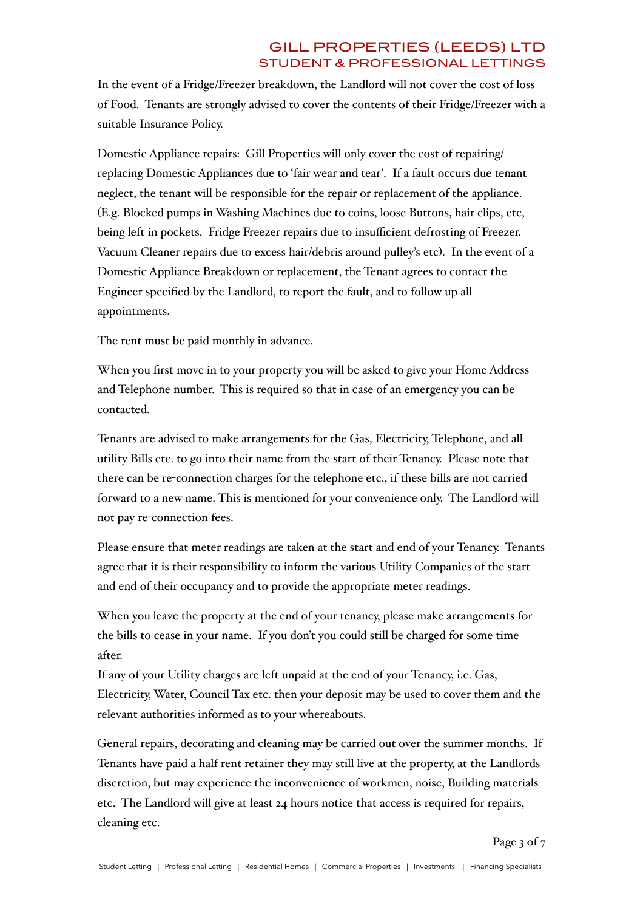In the event of a Fridge/Freezer breakdown, the Landlord will not cover the cost of loss of Food. Tenants are strongly advised to cover the contents of their Fridge/Freezer with a suitable Insurance Policy.

Domestic Appliance repairs: Gill Properties will only cover the cost of repairing/ replacing Domestic Appliances due to 'fair wear and tear'. If a fault occurs due tenant neglect, the tenant will be responsible for the repair or replacement of the appliance. (E.g. Blocked pumps in Washing Machines due to coins, loose Buttons, hair clips, etc, being left in pockets. Fridge Freezer repairs due to insufficient defrosting of Freezer. Vacuum Cleaner repairs due to excess hair/debris around pulley's etc). In the event of a Domestic Appliance Breakdown or replacement, the Tenant agrees to contact the Engineer specified by the Landlord, to report the fault, and to follow up all appointments.

The rent must be paid monthly in advance.

When you first move in to your property you will be asked to give your Home Address and Telephone number. This is required so that in case of an emergency you can be contacted.

Tenants are advised to make arrangements for the Gas, Electricity, Telephone, and all utility Bills etc. to go into their name from the start of their Tenancy. Please note that there can be re-connection charges for the telephone etc., if these bills are not carried forward to a new name. This is mentioned for your convenience only. The Landlord will not pay re-connection fees.

Please ensure that meter readings are taken at the start and end of your Tenancy. Tenants agree that it is their responsibility to inform the various Utility Companies of the start and end of their occupancy and to provide the appropriate meter readings.

When you leave the property at the end of your tenancy, please make arrangements for the bills to cease in your name. If you don't you could still be charged for some time after.

If any of your Utility charges are left unpaid at the end of your Tenancy, i.e. Gas, Electricity, Water, Council Tax etc. then your deposit may be used to cover them and the relevant authorities informed as to your whereabouts.

General repairs, decorating and cleaning may be carried out over the summer months. If Tenants have paid a half rent retainer they may still live at the property, at the Landlords discretion, but may experience the inconvenience of workmen, noise, Building materials etc. The Landlord will give at least 24 hours notice that access is required for repairs, cleaning etc.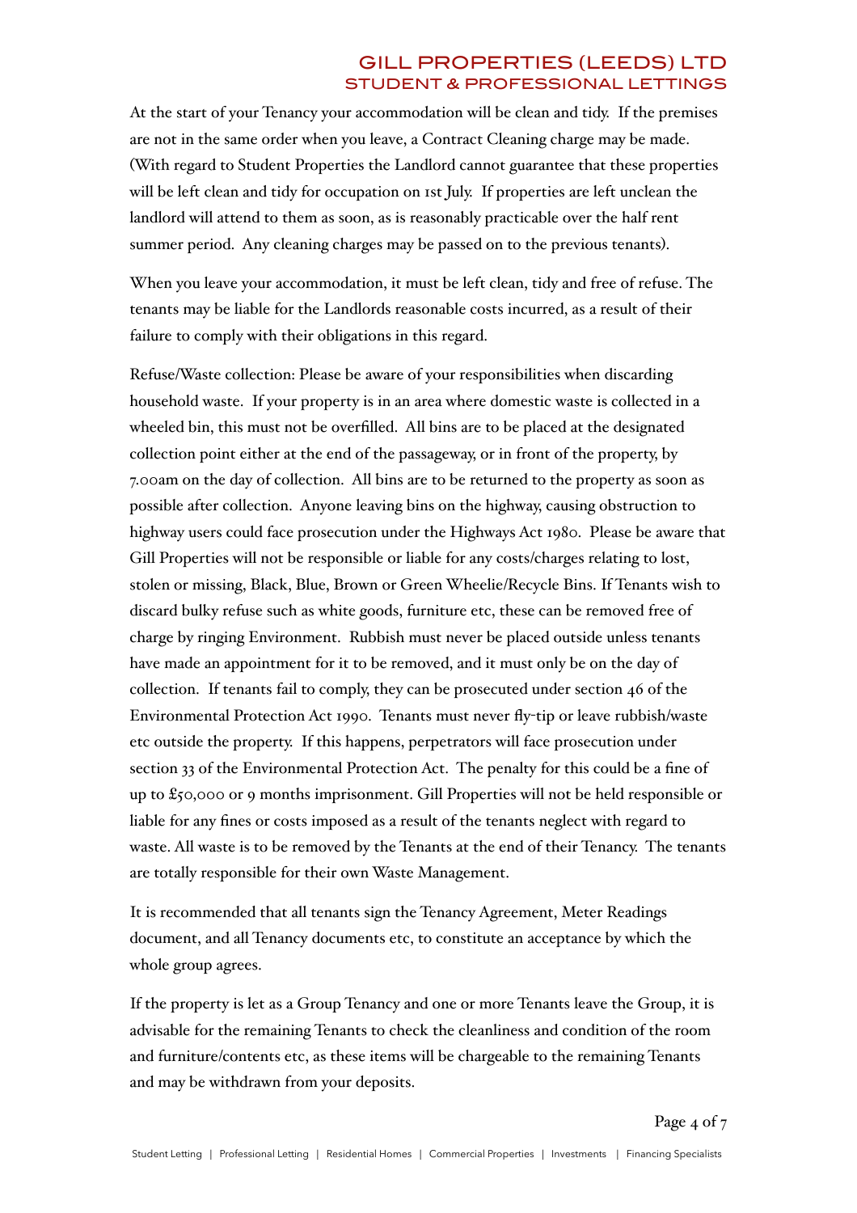At the start of your Tenancy your accommodation will be clean and tidy. If the premises are not in the same order when you leave, a Contract Cleaning charge may be made. (With regard to Student Properties the Landlord cannot guarantee that these properties will be left clean and tidy for occupation on 1st July. If properties are left unclean the landlord will attend to them as soon, as is reasonably practicable over the half rent summer period. Any cleaning charges may be passed on to the previous tenants).

When you leave your accommodation, it must be left clean, tidy and free of refuse. The tenants may be liable for the Landlords reasonable costs incurred, as a result of their failure to comply with their obligations in this regard.

Refuse/Waste collection: Please be aware of your responsibilities when discarding household waste. If your property is in an area where domestic waste is collected in a wheeled bin, this must not be overfilled. All bins are to be placed at the designated collection point either at the end of the passageway, or in front of the property, by 7.00am on the day of collection. All bins are to be returned to the property as soon as possible after collection. Anyone leaving bins on the highway, causing obstruction to highway users could face prosecution under the Highways Act 1980. Please be aware that Gill Properties will not be responsible or liable for any costs/charges relating to lost, stolen or missing, Black, Blue, Brown or Green Wheelie/Recycle Bins. If Tenants wish to discard bulky refuse such as white goods, furniture etc, these can be removed free of charge by ringing Environment. Rubbish must never be placed outside unless tenants have made an appointment for it to be removed, and it must only be on the day of collection. If tenants fail to comply, they can be prosecuted under section 46 of the Environmental Protection Act 1990. Tenants must never fly-tip or leave rubbish/waste etc outside the property. If this happens, perpetrators will face prosecution under section 33 of the Environmental Protection Act. The penalty for this could be a fine of up to £50,000 or 9 months imprisonment. Gill Properties will not be held responsible or liable for any fines or costs imposed as a result of the tenants neglect with regard to waste. All waste is to be removed by the Tenants at the end of their Tenancy. The tenants are totally responsible for their own Waste Management.

It is recommended that all tenants sign the Tenancy Agreement, Meter Readings document, and all Tenancy documents etc, to constitute an acceptance by which the whole group agrees.

If the property is let as a Group Tenancy and one or more Tenants leave the Group, it is advisable for the remaining Tenants to check the cleanliness and condition of the room and furniture/contents etc, as these items will be chargeable to the remaining Tenants and may be withdrawn from your deposits.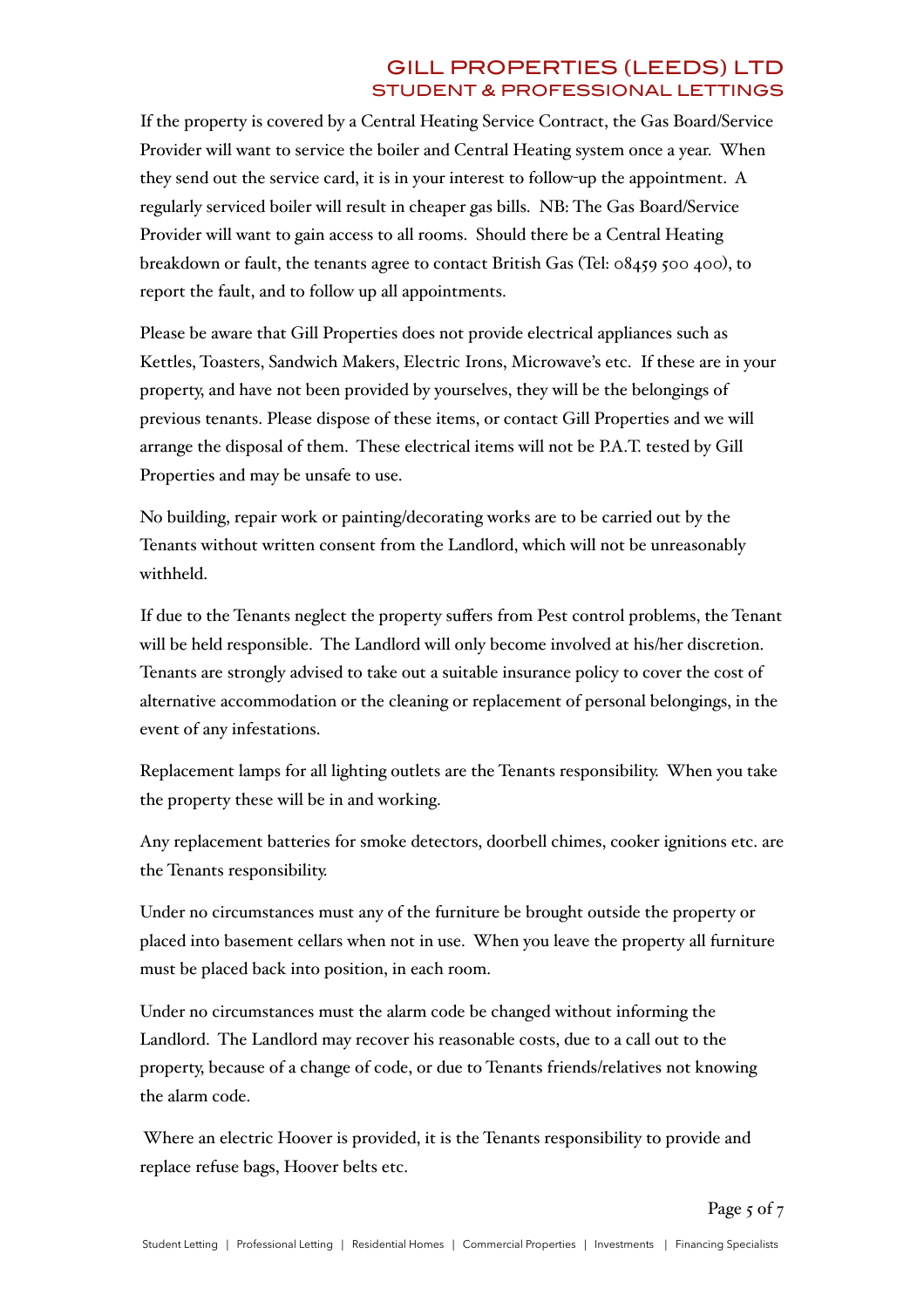If the property is covered by a Central Heating Service Contract, the Gas Board/Service Provider will want to service the boiler and Central Heating system once a year. When they send out the service card, it is in your interest to follow-up the appointment. A regularly serviced boiler will result in cheaper gas bills. NB: The Gas Board/Service Provider will want to gain access to all rooms. Should there be a Central Heating breakdown or fault, the tenants agree to contact British Gas (Tel: 08459 500 400), to report the fault, and to follow up all appointments.

Please be aware that Gill Properties does not provide electrical appliances such as Kettles, Toasters, Sandwich Makers, Electric Irons, Microwave's etc. If these are in your property, and have not been provided by yourselves, they will be the belongings of previous tenants. Please dispose of these items, or contact Gill Properties and we will arrange the disposal of them. These electrical items will not be P.A.T. tested by Gill Properties and may be unsafe to use.

No building, repair work or painting/decorating works are to be carried out by the Tenants without written consent from the Landlord, which will not be unreasonably withheld.

If due to the Tenants neglect the property suffers from Pest control problems, the Tenant will be held responsible. The Landlord will only become involved at his/her discretion. Tenants are strongly advised to take out a suitable insurance policy to cover the cost of alternative accommodation or the cleaning or replacement of personal belongings, in the event of any infestations.

Replacement lamps for all lighting outlets are the Tenants responsibility. When you take the property these will be in and working.

Any replacement batteries for smoke detectors, doorbell chimes, cooker ignitions etc. are the Tenants responsibility.

Under no circumstances must any of the furniture be brought outside the property or placed into basement cellars when not in use. When you leave the property all furniture must be placed back into position, in each room.

Under no circumstances must the alarm code be changed without informing the Landlord. The Landlord may recover his reasonable costs, due to a call out to the property, because of a change of code, or due to Tenants friends/relatives not knowing the alarm code.

Where an electric Hoover is provided, it is the Tenants responsibility to provide and replace refuse bags, Hoover belts etc.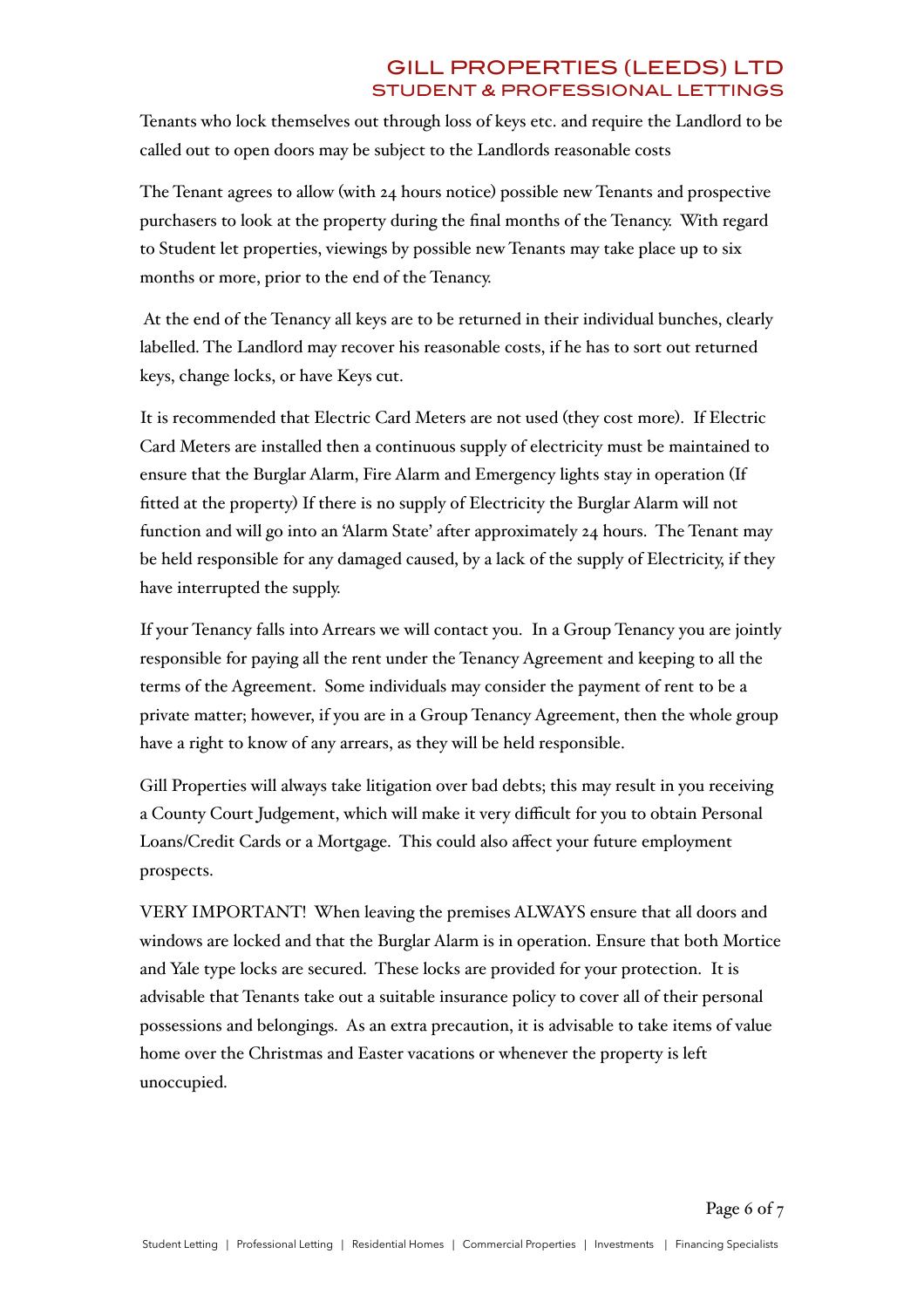Tenants who lock themselves out through loss of keys etc. and require the Landlord to be called out to open doors may be subject to the Landlords reasonable costs

The Tenant agrees to allow (with 24 hours notice) possible new Tenants and prospective purchasers to look at the property during the final months of the Tenancy. With regard to Student let properties, viewings by possible new Tenants may take place up to six months or more, prior to the end of the Tenancy.

At the end of the Tenancy all keys are to be returned in their individual bunches, clearly labelled. The Landlord may recover his reasonable costs, if he has to sort out returned keys, change locks, or have Keys cut.

It is recommended that Electric Card Meters are not used (they cost more). If Electric Card Meters are installed then a continuous supply of electricity must be maintained to ensure that the Burglar Alarm, Fire Alarm and Emergency lights stay in operation (If fitted at the property) If there is no supply of Electricity the Burglar Alarm will not function and will go into an 'Alarm State' after approximately 24 hours. The Tenant may be held responsible for any damaged caused, by a lack of the supply of Electricity, if they have interrupted the supply.

If your Tenancy falls into Arrears we will contact you. In a Group Tenancy you are jointly responsible for paying all the rent under the Tenancy Agreement and keeping to all the terms of the Agreement. Some individuals may consider the payment of rent to be a private matter; however, if you are in a Group Tenancy Agreement, then the whole group have a right to know of any arrears, as they will be held responsible.

Gill Properties will always take litigation over bad debts; this may result in you receiving a County Court Judgement, which will make it very difficult for you to obtain Personal Loans/Credit Cards or a Mortgage. This could also affect your future employment prospects.

VERY IMPORTANT! When leaving the premises ALWAYS ensure that all doors and windows are locked and that the Burglar Alarm is in operation. Ensure that both Mortice and Yale type locks are secured. These locks are provided for your protection. It is advisable that Tenants take out a suitable insurance policy to cover all of their personal possessions and belongings. As an extra precaution, it is advisable to take items of value home over the Christmas and Easter vacations or whenever the property is left unoccupied.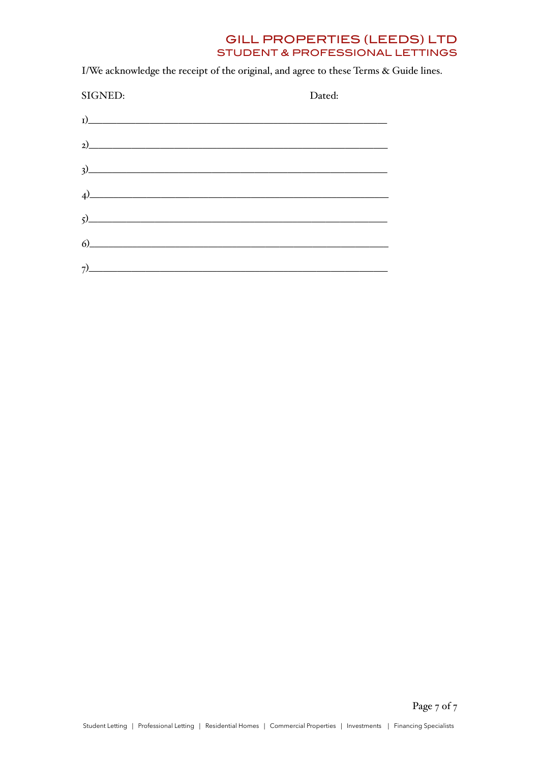I/We acknowledge the receipt of the original, and agree to these Terms & Guide lines.

SIGNED: Dated:

1)\_\_\_\_\_\_\_\_\_\_\_\_\_\_\_\_\_\_\_\_\_\_\_\_\_\_\_\_\_\_\_\_\_\_\_\_\_\_\_\_\_\_\_\_\_\_\_\_\_\_\_\_\_\_\_\_

2)\_\_\_\_\_\_\_\_\_\_\_\_\_\_\_\_\_\_\_\_\_\_\_\_\_\_\_\_\_\_\_\_\_\_\_\_\_\_\_\_\_\_\_\_\_\_\_\_\_\_\_\_\_\_\_\_

3)\_\_\_\_\_\_\_\_\_\_\_\_\_\_\_\_\_\_\_\_\_\_\_\_\_\_\_\_\_\_\_\_\_\_\_\_\_\_\_\_\_\_\_\_\_\_\_\_\_\_\_\_\_\_\_\_

4)\_\_\_\_\_\_\_\_\_\_\_\_\_\_\_\_\_\_\_\_\_\_\_\_\_\_\_\_\_\_\_\_\_\_\_\_\_\_\_\_\_\_\_\_\_\_\_\_\_\_\_\_\_\_\_\_

5)\_\_\_\_\_\_\_\_\_\_\_\_\_\_\_\_\_\_\_\_\_\_\_\_\_\_\_\_\_\_\_\_\_\_\_\_\_\_\_\_\_\_\_\_\_\_\_\_\_\_\_\_\_\_\_\_

6)\_\_\_\_\_\_\_\_\_\_\_\_\_\_\_\_\_\_\_\_\_\_\_\_\_\_\_\_\_\_\_\_\_\_\_\_\_\_\_\_\_\_\_\_\_\_\_\_\_\_\_\_\_\_\_\_

7)\_\_\_\_\_\_\_\_\_\_\_\_\_\_\_\_\_\_\_\_\_\_\_\_\_\_\_\_\_\_\_\_\_\_\_\_\_\_\_\_\_\_\_\_\_\_\_\_\_\_\_\_\_\_\_\_